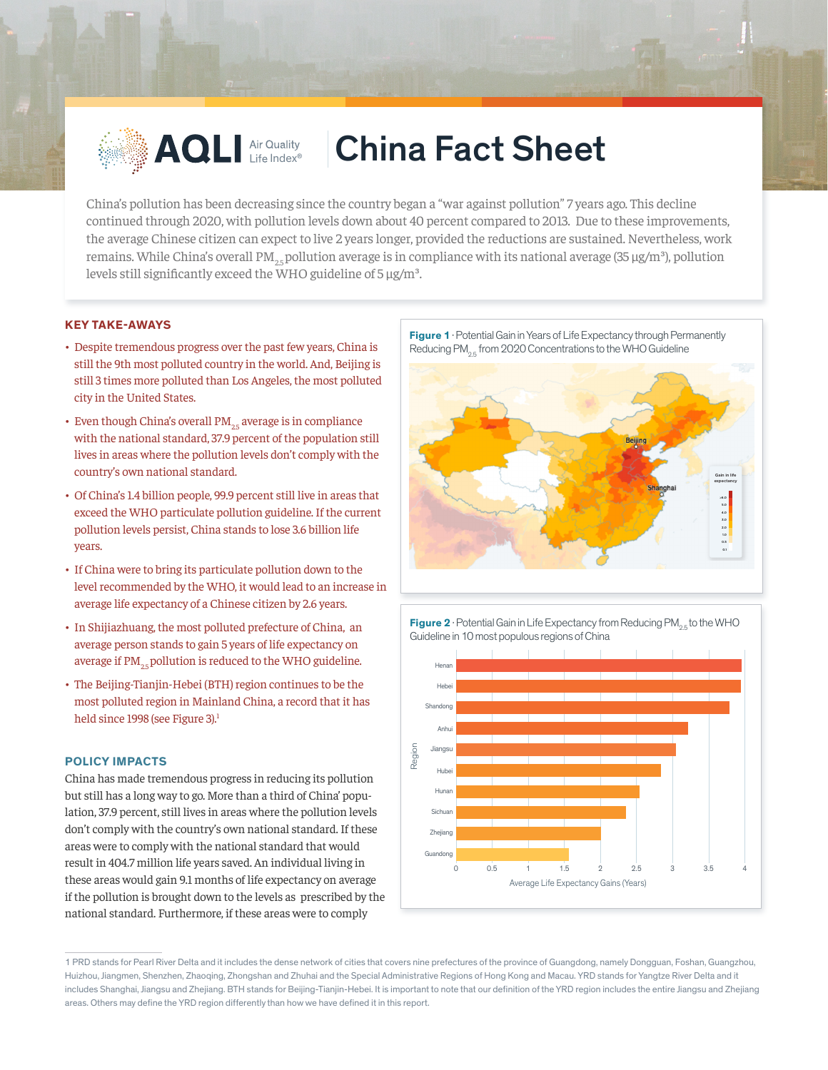# AQLI Air Quality Life Index® China Fact Sheet

China's pollution has been decreasing since the country began a "war against pollution" 7 years ago. This decline continued through 2020, with pollution levels down about 40 percent compared to 2013. Due to these improvements, the average Chinese citizen can expect to live 2 years longer, provided the reductions are sustained. Nevertheless, work remains. While China's overall $PM_{2.5}$ pollution average is in compliance with its national average (35 µg/m³), pollution levels still significantly exceed the WHO guideline of 5 µg/m³.

## KEY TAKE-AWAYS

- Despite tremendous progress over the past few years, China is still the 9th most polluted country in the world. And, Beijing is still 3 times more polluted than Los Angeles, the most polluted city in the United States.
- Even though China's overall $PM_{2.5}$ average is in compliance with the national standard, 37.9 percent of the population still lives in areas where the pollution levels don't comply with the country's own national standard.
- Of China's 1.4 billion people, 99.9 percent still live in areas that exceed the WHO particulate pollution guideline. If the current pollution levels persist, China stands to lose 3.6 billion life years.
- If China were to bring its particulate pollution down to the level recommended by the WHO, it would lead to an increase in average life expectancy of a Chinese citizen by 2.6 years.
- In Shijiazhuang, the most polluted prefecture of China, an average person stands to gain 5 years of life expectancy on average if $PM_{2.5}$ pollution is reduced to the WHO guideline.
- The Beijing-Tianjin-Hebei (BTH) region continues to be the most polluted region in Mainland China, a record that it has held since 1998 (see Figure 3).[1]

## POLICY IMPACTS

China has made tremendous progress in reducing its pollution but still has a long way to go. More than a third of China' population, 37.9 percent, still lives in areas where the pollution levels don't comply with the country's own national standard. If these areas were to comply with the national standard that would result in 404.7 million life years saved. An individual living in these areas would gain 9.1 months of life expectancy on average if the pollution is brought down to the levels as prescribed by the national standard. Furthermore, if these areas were to comply

**Figure 1** · Potential Gain in Years of Life Expectancy through Permanently Reducing $PM_{2.5}$ from 2020 Concentrations to the WHO Guideline

Beijing
Shanghai
Gain in life expectancy
>6.0
5.0
4.0
3.0
2.0
1.0
0.5
0.1

**Figure 2** · Potential Gain in Life Expectancy from Reducing $PM_{2.5}$ to the WHO Guideline in 10 most populous regions of China

Region
Henan
Hebei
Shandong
Anhui
Jiangsu
Hubei
Hunan
Sichuan
Zhejiang
Guandong
0 0.5 1 1.5 2 2.5 3 3.5 4
Average Life Expectancy Gains (Years)

---

1 PRD stands for Pearl River Delta and it includes the dense network of cities that covers nine prefectures of the province of Guangdong, namely Dongguan, Foshan, Guangzhou, Huizhou, Jiangmen, Shenzhen, Zhaoqing, Zhongshan and Zhuhai and the Special Administrative Regions of Hong Kong and Macau. YRD stands for Yangtze River Delta and it includes Shanghai, Jiangsu and Zhejiang. BTH stands for Beijing-Tianjin-Hebei. It is important to note that our definition of the YRD region includes the entire Jiangsu and Zhejiang areas. Others may define the YRD region differently than how we have defined it in this report.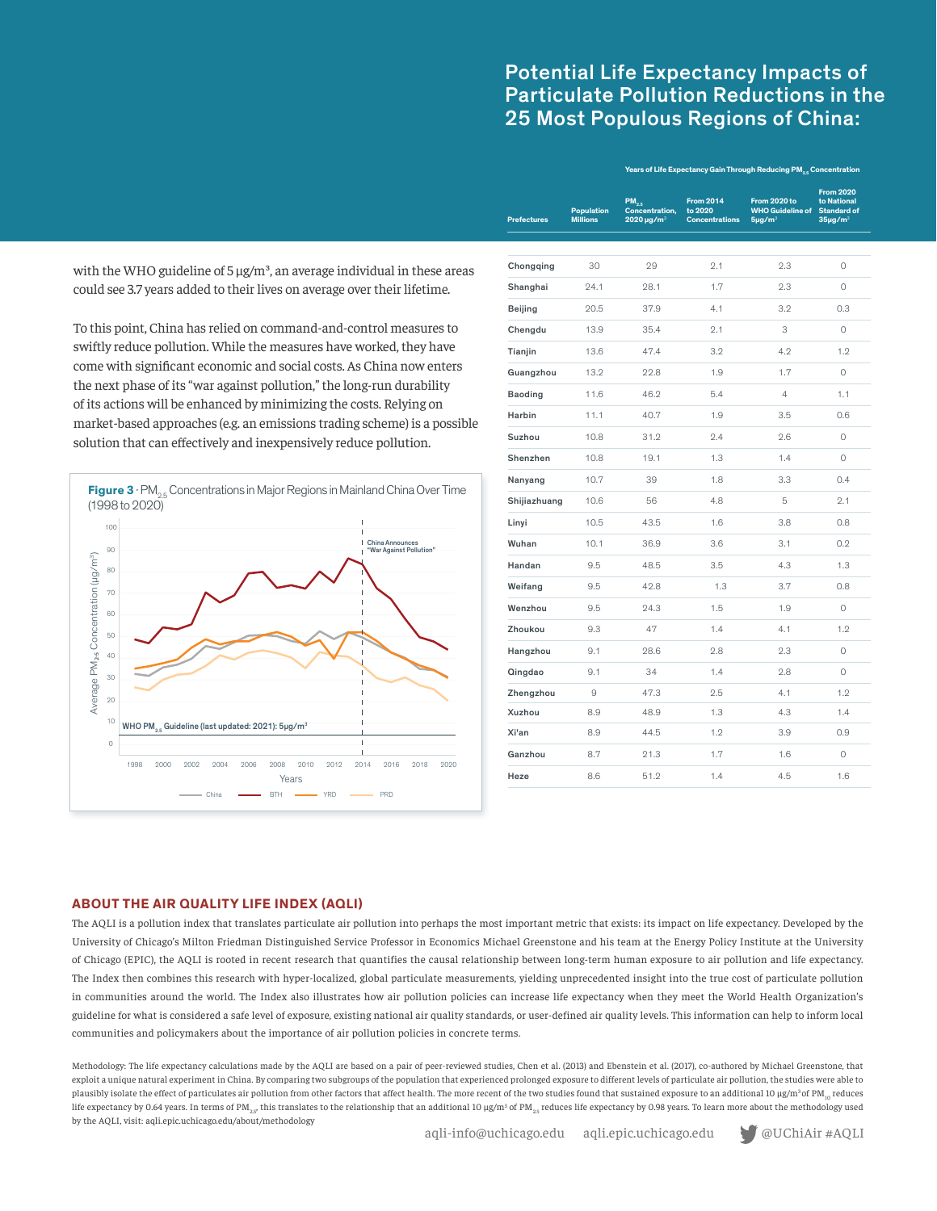# Potential Life Expectancy Impacts of Particulate Pollution Reductions in the 25 Most Populous Regions of China:

| Prefectures | Population Millions | $PM_{2.5}$ Concentration, 2020 μg/m³ | Years of Life Expectancy Gain Through Reducing $PM_{2.5}$ Concentration: From 2014 to 2020 Concentrations | From 2020 to WHO Guideline of 5μg/m³ | From 2020 to National Standard of 35μg/m³ |
|---|---|---|---|---|---|
| Chongqing | 30 | 29 | 2.1 | 2.3 | 0 |
| Shanghai | 24.1 | 28.1 | 1.7 | 2.3 | 0 |
| Beijing | 20.5 | 37.9 | 4.1 | 3.2 | 0.3 |
| Chengdu | 13.9 | 35.4 | 2.1 | 3 | 0 |
| Tianjin | 13.6 | 47.4 | 3.2 | 4.2 | 1.2 |
| Guangzhou | 13.2 | 22.8 | 1.9 | 1.7 | 0 |
| Baoding | 11.6 | 46.2 | 5.4 | 4 | 1.1 |
| Harbin | 11.1 | 40.7 | 1.9 | 3.5 | 0.6 |
| Suzhou | 10.8 | 31.2 | 2.4 | 2.6 | 0 |
| Shenzhen | 10.8 | 19.1 | 1.3 | 1.4 | 0 |
| Nanyang | 10.7 | 39 | 1.8 | 3.3 | 0.4 |
| Shijiazhuang | 10.6 | 56 | 4.8 | 5 | 2.1 |
| Linyi | 10.5 | 43.5 | 1.6 | 3.8 | 0.8 |
| Wuhan | 10.1 | 36.9 | 3.6 | 3.1 | 0.2 |
| Handan | 9.5 | 48.5 | 3.5 | 4.3 | 1.3 |
| Weifang | 9.5 | 42.8 | 1.3 | 3.7 | 0.8 |
| Wenzhou | 9.5 | 24.3 | 1.5 | 1.9 | 0 |
| Zhoukou | 9.3 | 47 | 1.4 | 4.1 | 1.2 |
| Hangzhou | 9.1 | 28.6 | 2.8 | 2.3 | 0 |
| Qingdao | 9.1 | 34 | 1.4 | 2.8 | 0 |
| Zhengzhou | 9 | 47.3 | 2.5 | 4.1 | 1.2 |
| Xuzhou | 8.9 | 48.9 | 1.3 | 4.3 | 1.4 |
| Xi'an | 8.9 | 44.5 | 1.2 | 3.9 | 0.9 |
| Ganzhou | 8.7 | 21.3 | 1.7 | 1.6 | 0 |
| Heze | 8.6 | 51.2 | 1.4 | 4.5 | 1.6 |

with the WHO guideline of 5 μg/m³, an average individual in these areas could see 3.7 years added to their lives on average over their lifetime.

To this point, China has relied on command-and-control measures to swiftly reduce pollution. While the measures have worked, they have come with significant economic and social costs. As China now enters the next phase of its "war against pollution," the long-run durability of its actions will be enhanced by minimizing the costs. Relying on market-based approaches (e.g. an emissions trading scheme) is a possible solution that can effectively and inexpensively reduce pollution.

**Figure 3** · $PM_{2.5}$ Concentrations in Major Regions in Mainland China Over Time (1998 to 2020)

Average $PM_{2.5}$ Concentration (μg/m³)

100
90
80
70
60
50
40
30
20
10
0

China Announces "War Against Pollution"

WHO $PM_{2.5}$ Guideline (last updated: 2021): 5μg/m³

1998 2000 2002 2004 2006 2008 2010 2012 2014 2016 2018 2020

Years

China BTH YRD PRD

## ABOUT THE AIR QUALITY LIFE INDEX (AQLI)

The AQLI is a pollution index that translates particulate air pollution into perhaps the most important metric that exists: its impact on life expectancy. Developed by the University of Chicago's Milton Friedman Distinguished Service Professor in Economics Michael Greenstone and his team at the Energy Policy Institute at the University of Chicago (EPIC), the AQLI is rooted in recent research that quantifies the causal relationship between long-term human exposure to air pollution and life expectancy. The Index then combines this research with hyper-localized, global particulate measurements, yielding unprecedented insight into the true cost of particulate pollution in communities around the world. The Index also illustrates how air pollution policies can increase life expectancy when they meet the World Health Organization's guideline for what is considered a safe level of exposure, existing national air quality standards, or user-defined air quality levels. This information can help to inform local communities and policymakers about the importance of air pollution policies in concrete terms.

Methodology: The life expectancy calculations made by the AQLI are based on a pair of peer-reviewed studies, Chen et al. (2013) and Ebenstein et al. (2017), co-authored by Michael Greenstone, that exploit a unique natural experiment in China. By comparing two subgroups of the population that experienced prolonged exposure to different levels of particulate air pollution, the studies were able to plausibly isolate the effect of particulates air pollution from other factors that affect health. The more recent of the two studies found that sustained exposure to an additional 10 μg/m³ of $PM_{10}$ reduces life expectancy by 0.64 years. In terms of $PM_{2.5}$, this translates to the relationship that an additional 10 μg/m³ of $PM_{2.5}$ reduces life expectancy by 0.98 years. To learn more about the methodology used by the AQLI, visit: aqli.epic.uchicago.edu/about/methodology

aqli-info@uchicago.edu aqli.epic.uchicago.edu @UChiAir #AQLI